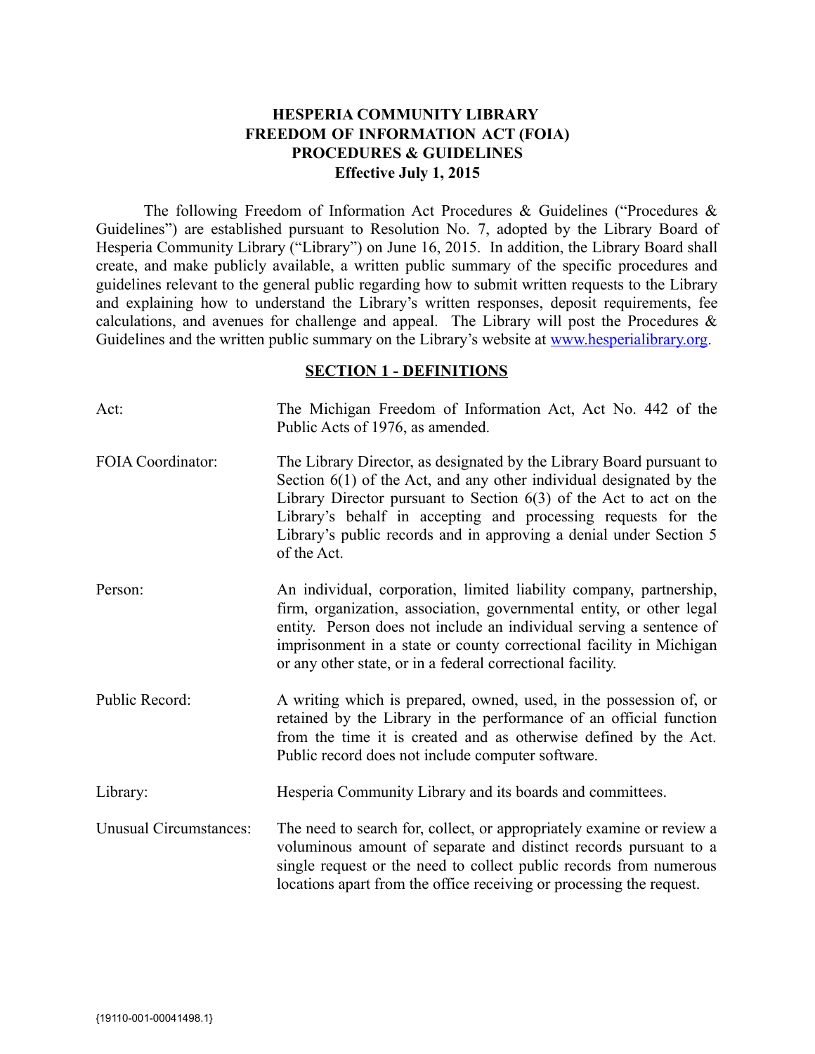# HESPERIA COMMUNITY LIBRARY
# FREEDOM OF INFORMATION ACT (FOIA)
# PROCEDURES & GUIDELINES
# Effective July 1, 2015

The following Freedom of Information Act Procedures & Guidelines ("Procedures & Guidelines") are established pursuant to Resolution No. 7, adopted by the Library Board of Hesperia Community Library ("Library") on June 16, 2015. In addition, the Library Board shall create, and make publicly available, a written public summary of the specific procedures and guidelines relevant to the general public regarding how to submit written requests to the Library and explaining how to understand the Library's written responses, deposit requirements, fee calculations, and avenues for challenge and appeal. The Library will post the Procedures & Guidelines and the written public summary on the Library's website at www.hesperialibrary.org.

## SECTION 1 - DEFINITIONS

Act: The Michigan Freedom of Information Act, Act No. 442 of the Public Acts of 1976, as amended.

FOIA Coordinator: The Library Director, as designated by the Library Board pursuant to Section 6(1) of the Act, and any other individual designated by the Library Director pursuant to Section 6(3) of the Act to act on the Library's behalf in accepting and processing requests for the Library's public records and in approving a denial under Section 5 of the Act.

Person: An individual, corporation, limited liability company, partnership, firm, organization, association, governmental entity, or other legal entity. Person does not include an individual serving a sentence of imprisonment in a state or county correctional facility in Michigan or any other state, or in a federal correctional facility.

Public Record: A writing which is prepared, owned, used, in the possession of, or retained by the Library in the performance of an official function from the time it is created and as otherwise defined by the Act. Public record does not include computer software.

Library: Hesperia Community Library and its boards and committees.

Unusual Circumstances: The need to search for, collect, or appropriately examine or review a voluminous amount of separate and distinct records pursuant to a single request or the need to collect public records from numerous locations apart from the office receiving or processing the request.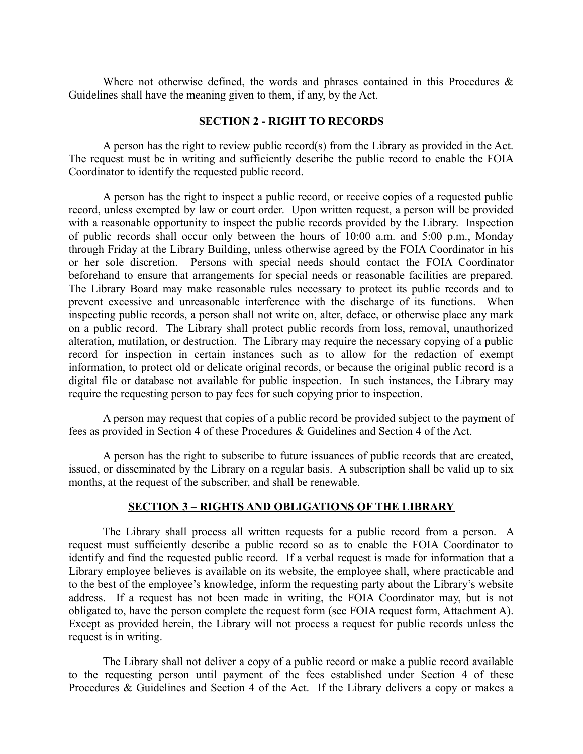Where not otherwise defined, the words and phrases contained in this Procedures & Guidelines shall have the meaning given to them, if any, by the Act.

## SECTION 2 - RIGHT TO RECORDS

A person has the right to review public record(s) from the Library as provided in the Act. The request must be in writing and sufficiently describe the public record to enable the FOIA Coordinator to identify the requested public record.

A person has the right to inspect a public record, or receive copies of a requested public record, unless exempted by law or court order. Upon written request, a person will be provided with a reasonable opportunity to inspect the public records provided by the Library. Inspection of public records shall occur only between the hours of 10:00 a.m. and 5:00 p.m., Monday through Friday at the Library Building, unless otherwise agreed by the FOIA Coordinator in his or her sole discretion. Persons with special needs should contact the FOIA Coordinator beforehand to ensure that arrangements for special needs or reasonable facilities are prepared. The Library Board may make reasonable rules necessary to protect its public records and to prevent excessive and unreasonable interference with the discharge of its functions. When inspecting public records, a person shall not write on, alter, deface, or otherwise place any mark on a public record. The Library shall protect public records from loss, removal, unauthorized alteration, mutilation, or destruction. The Library may require the necessary copying of a public record for inspection in certain instances such as to allow for the redaction of exempt information, to protect old or delicate original records, or because the original public record is a digital file or database not available for public inspection. In such instances, the Library may require the requesting person to pay fees for such copying prior to inspection.

A person may request that copies of a public record be provided subject to the payment of fees as provided in Section 4 of these Procedures & Guidelines and Section 4 of the Act.

A person has the right to subscribe to future issuances of public records that are created, issued, or disseminated by the Library on a regular basis. A subscription shall be valid up to six months, at the request of the subscriber, and shall be renewable.

## SECTION 3 – RIGHTS AND OBLIGATIONS OF THE LIBRARY

The Library shall process all written requests for a public record from a person. A request must sufficiently describe a public record so as to enable the FOIA Coordinator to identify and find the requested public record. If a verbal request is made for information that a Library employee believes is available on its website, the employee shall, where practicable and to the best of the employee's knowledge, inform the requesting party about the Library's website address. If a request has not been made in writing, the FOIA Coordinator may, but is not obligated to, have the person complete the request form (see FOIA request form, Attachment A). Except as provided herein, the Library will not process a request for public records unless the request is in writing.

The Library shall not deliver a copy of a public record or make a public record available to the requesting person until payment of the fees established under Section 4 of these Procedures & Guidelines and Section 4 of the Act. If the Library delivers a copy or makes a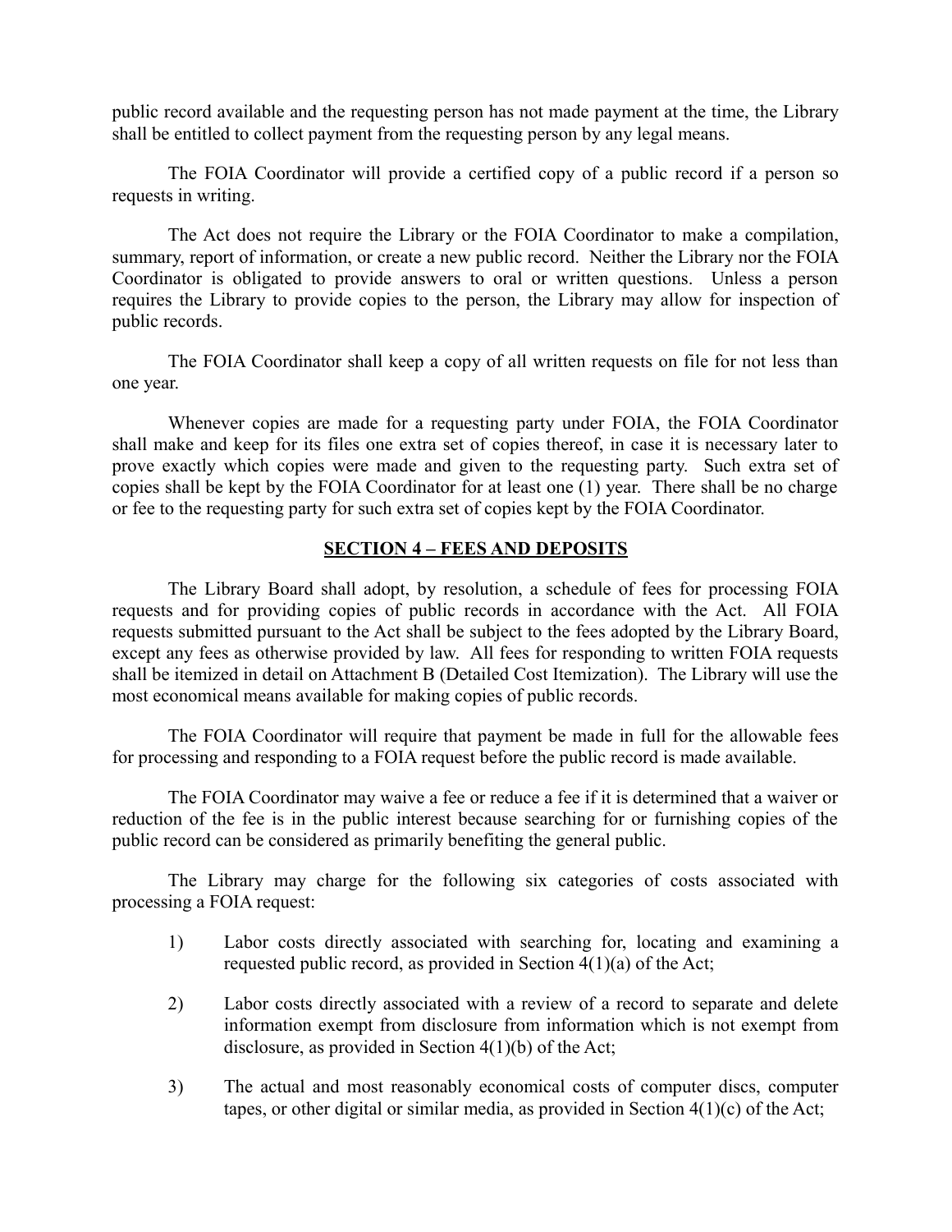public record available and the requesting person has not made payment at the time, the Library shall be entitled to collect payment from the requesting person by any legal means.

The FOIA Coordinator will provide a certified copy of a public record if a person so requests in writing.

The Act does not require the Library or the FOIA Coordinator to make a compilation, summary, report of information, or create a new public record. Neither the Library nor the FOIA Coordinator is obligated to provide answers to oral or written questions. Unless a person requires the Library to provide copies to the person, the Library may allow for inspection of public records.

The FOIA Coordinator shall keep a copy of all written requests on file for not less than one year.

Whenever copies are made for a requesting party under FOIA, the FOIA Coordinator shall make and keep for its files one extra set of copies thereof, in case it is necessary later to prove exactly which copies were made and given to the requesting party. Such extra set of copies shall be kept by the FOIA Coordinator for at least one (1) year. There shall be no charge or fee to the requesting party for such extra set of copies kept by the FOIA Coordinator.

## SECTION 4 – FEES AND DEPOSITS

The Library Board shall adopt, by resolution, a schedule of fees for processing FOIA requests and for providing copies of public records in accordance with the Act. All FOIA requests submitted pursuant to the Act shall be subject to the fees adopted by the Library Board, except any fees as otherwise provided by law. All fees for responding to written FOIA requests shall be itemized in detail on Attachment B (Detailed Cost Itemization). The Library will use the most economical means available for making copies of public records.

The FOIA Coordinator will require that payment be made in full for the allowable fees for processing and responding to a FOIA request before the public record is made available.

The FOIA Coordinator may waive a fee or reduce a fee if it is determined that a waiver or reduction of the fee is in the public interest because searching for or furnishing copies of the public record can be considered as primarily benefiting the general public.

The Library may charge for the following six categories of costs associated with processing a FOIA request:

1) Labor costs directly associated with searching for, locating and examining a requested public record, as provided in Section 4(1)(a) of the Act;

2) Labor costs directly associated with a review of a record to separate and delete information exempt from disclosure from information which is not exempt from disclosure, as provided in Section 4(1)(b) of the Act;

3) The actual and most reasonably economical costs of computer discs, computer tapes, or other digital or similar media, as provided in Section 4(1)(c) of the Act;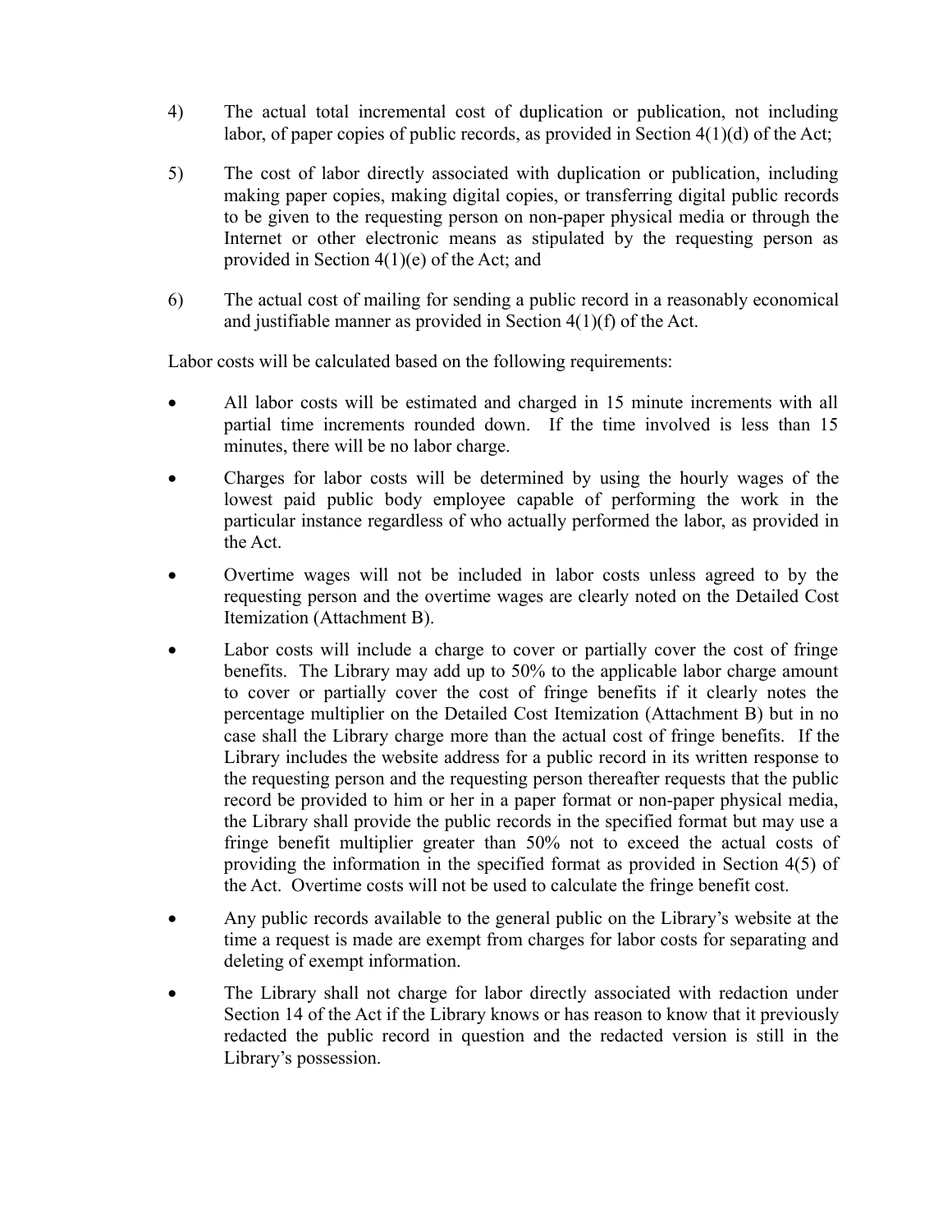4) The actual total incremental cost of duplication or publication, not including labor, of paper copies of public records, as provided in Section 4(1)(d) of the Act;

5) The cost of labor directly associated with duplication or publication, including making paper copies, making digital copies, or transferring digital public records to be given to the requesting person on non-paper physical media or through the Internet or other electronic means as stipulated by the requesting person as provided in Section 4(1)(e) of the Act; and

6) The actual cost of mailing for sending a public record in a reasonably economical and justifiable manner as provided in Section 4(1)(f) of the Act.

Labor costs will be calculated based on the following requirements:

- All labor costs will be estimated and charged in 15 minute increments with all partial time increments rounded down. If the time involved is less than 15 minutes, there will be no labor charge.
- Charges for labor costs will be determined by using the hourly wages of the lowest paid public body employee capable of performing the work in the particular instance regardless of who actually performed the labor, as provided in the Act.
- Overtime wages will not be included in labor costs unless agreed to by the requesting person and the overtime wages are clearly noted on the Detailed Cost Itemization (Attachment B).
- Labor costs will include a charge to cover or partially cover the cost of fringe benefits. The Library may add up to 50% to the applicable labor charge amount to cover or partially cover the cost of fringe benefits if it clearly notes the percentage multiplier on the Detailed Cost Itemization (Attachment B) but in no case shall the Library charge more than the actual cost of fringe benefits. If the Library includes the website address for a public record in its written response to the requesting person and the requesting person thereafter requests that the public record be provided to him or her in a paper format or non-paper physical media, the Library shall provide the public records in the specified format but may use a fringe benefit multiplier greater than 50% not to exceed the actual costs of providing the information in the specified format as provided in Section 4(5) of the Act. Overtime costs will not be used to calculate the fringe benefit cost.
- Any public records available to the general public on the Library's website at the time a request is made are exempt from charges for labor costs for separating and deleting of exempt information.
- The Library shall not charge for labor directly associated with redaction under Section 14 of the Act if the Library knows or has reason to know that it previously redacted the public record in question and the redacted version is still in the Library's possession.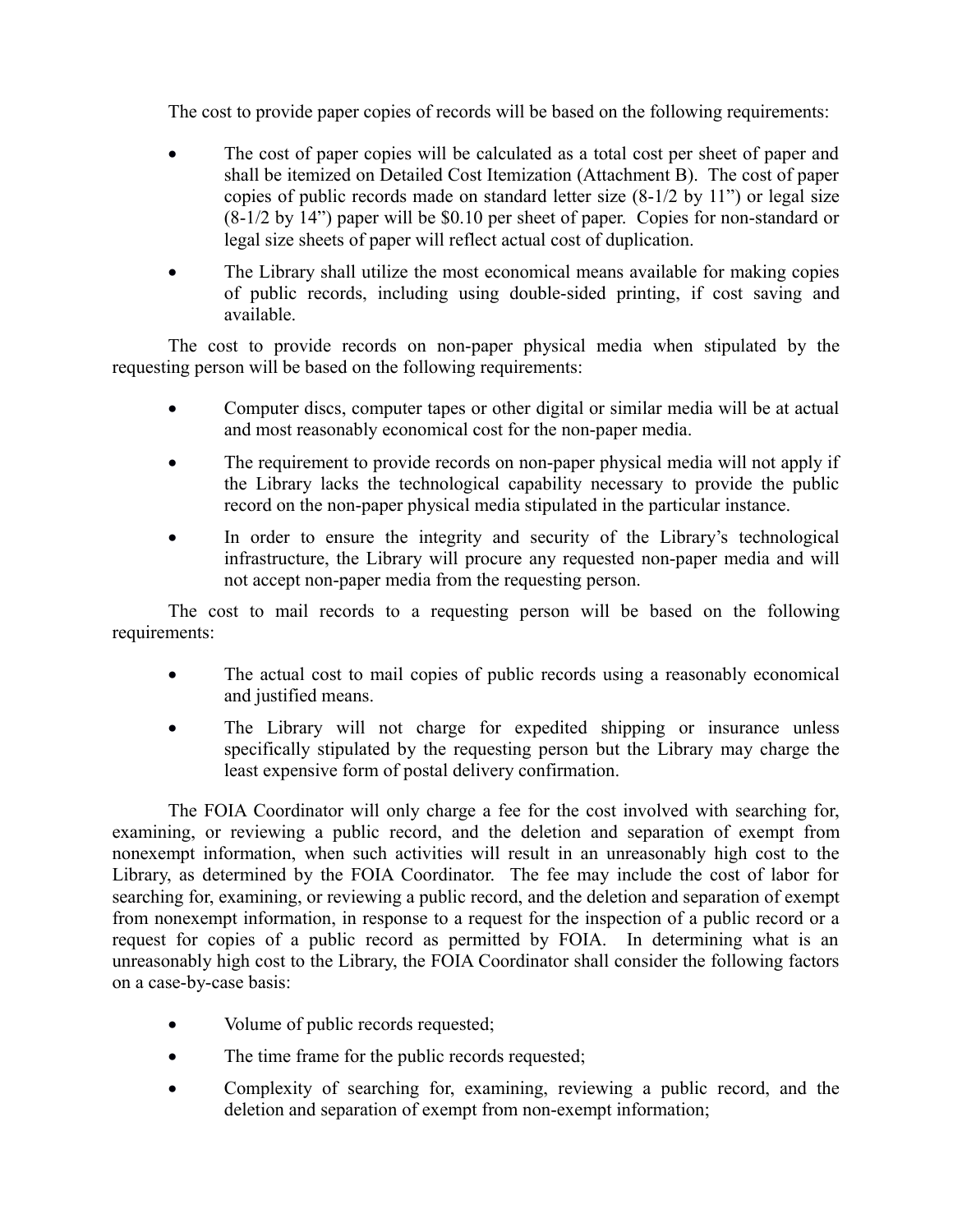The cost to provide paper copies of records will be based on the following requirements:

- The cost of paper copies will be calculated as a total cost per sheet of paper and shall be itemized on Detailed Cost Itemization (Attachment B). The cost of paper copies of public records made on standard letter size (8-1/2 by 11") or legal size (8-1/2 by 14") paper will be $0.10 per sheet of paper. Copies for non-standard or legal size sheets of paper will reflect actual cost of duplication.
- The Library shall utilize the most economical means available for making copies of public records, including using double-sided printing, if cost saving and available.

The cost to provide records on non-paper physical media when stipulated by the requesting person will be based on the following requirements:

- Computer discs, computer tapes or other digital or similar media will be at actual and most reasonably economical cost for the non-paper media.
- The requirement to provide records on non-paper physical media will not apply if the Library lacks the technological capability necessary to provide the public record on the non-paper physical media stipulated in the particular instance.
- In order to ensure the integrity and security of the Library's technological infrastructure, the Library will procure any requested non-paper media and will not accept non-paper media from the requesting person.

The cost to mail records to a requesting person will be based on the following requirements:

- The actual cost to mail copies of public records using a reasonably economical and justified means.
- The Library will not charge for expedited shipping or insurance unless specifically stipulated by the requesting person but the Library may charge the least expensive form of postal delivery confirmation.

The FOIA Coordinator will only charge a fee for the cost involved with searching for, examining, or reviewing a public record, and the deletion and separation of exempt from nonexempt information, when such activities will result in an unreasonably high cost to the Library, as determined by the FOIA Coordinator. The fee may include the cost of labor for searching for, examining, or reviewing a public record, and the deletion and separation of exempt from nonexempt information, in response to a request for the inspection of a public record or a request for copies of a public record as permitted by FOIA. In determining what is an unreasonably high cost to the Library, the FOIA Coordinator shall consider the following factors on a case-by-case basis:

- Volume of public records requested;
- The time frame for the public records requested;
- Complexity of searching for, examining, reviewing a public record, and the deletion and separation of exempt from non-exempt information;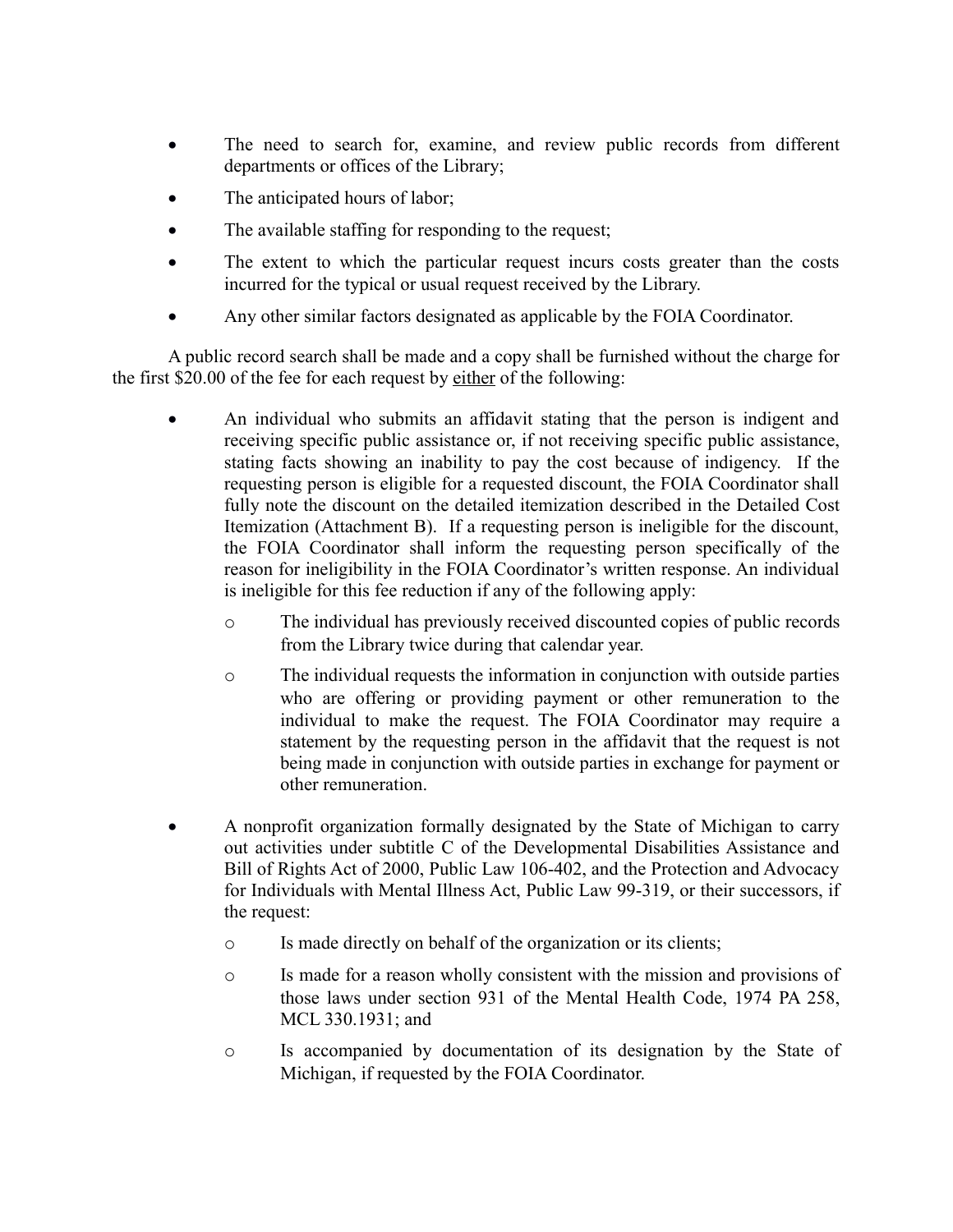- The need to search for, examine, and review public records from different departments or offices of the Library;
- The anticipated hours of labor;
- The available staffing for responding to the request;
- The extent to which the particular request incurs costs greater than the costs incurred for the typical or usual request received by the Library.
- Any other similar factors designated as applicable by the FOIA Coordinator.

A public record search shall be made and a copy shall be furnished without the charge for the first $20.00 of the fee for each request by either of the following:

- An individual who submits an affidavit stating that the person is indigent and receiving specific public assistance or, if not receiving specific public assistance, stating facts showing an inability to pay the cost because of indigency. If the requesting person is eligible for a requested discount, the FOIA Coordinator shall fully note the discount on the detailed itemization described in the Detailed Cost Itemization (Attachment B). If a requesting person is ineligible for the discount, the FOIA Coordinator shall inform the requesting person specifically of the reason for ineligibility in the FOIA Coordinator's written response. An individual is ineligible for this fee reduction if any of the following apply:
  - The individual has previously received discounted copies of public records from the Library twice during that calendar year.
  - The individual requests the information in conjunction with outside parties who are offering or providing payment or other remuneration to the individual to make the request. The FOIA Coordinator may require a statement by the requesting person in the affidavit that the request is not being made in conjunction with outside parties in exchange for payment or other remuneration.
- A nonprofit organization formally designated by the State of Michigan to carry out activities under subtitle C of the Developmental Disabilities Assistance and Bill of Rights Act of 2000, Public Law 106-402, and the Protection and Advocacy for Individuals with Mental Illness Act, Public Law 99-319, or their successors, if the request:
  - Is made directly on behalf of the organization or its clients;
  - Is made for a reason wholly consistent with the mission and provisions of those laws under section 931 of the Mental Health Code, 1974 PA 258, MCL 330.1931; and
  - Is accompanied by documentation of its designation by the State of Michigan, if requested by the FOIA Coordinator.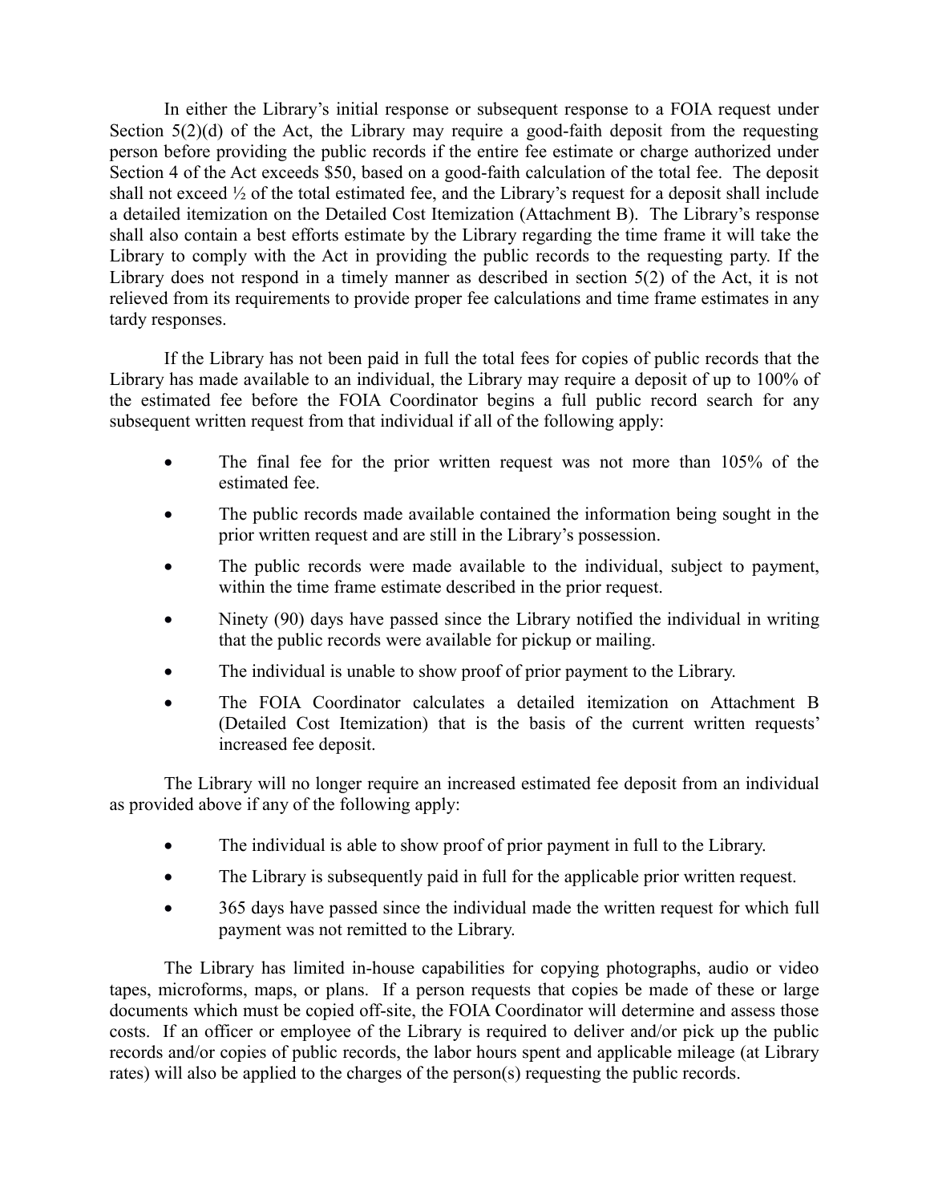In either the Library's initial response or subsequent response to a FOIA request under Section 5(2)(d) of the Act, the Library may require a good-faith deposit from the requesting person before providing the public records if the entire fee estimate or charge authorized under Section 4 of the Act exceeds $50, based on a good-faith calculation of the total fee. The deposit shall not exceed ½ of the total estimated fee, and the Library's request for a deposit shall include a detailed itemization on the Detailed Cost Itemization (Attachment B). The Library's response shall also contain a best efforts estimate by the Library regarding the time frame it will take the Library to comply with the Act in providing the public records to the requesting party. If the Library does not respond in a timely manner as described in section 5(2) of the Act, it is not relieved from its requirements to provide proper fee calculations and time frame estimates in any tardy responses.

If the Library has not been paid in full the total fees for copies of public records that the Library has made available to an individual, the Library may require a deposit of up to 100% of the estimated fee before the FOIA Coordinator begins a full public record search for any subsequent written request from that individual if all of the following apply:

- The final fee for the prior written request was not more than 105% of the estimated fee.
- The public records made available contained the information being sought in the prior written request and are still in the Library's possession.
- The public records were made available to the individual, subject to payment, within the time frame estimate described in the prior request.
- Ninety (90) days have passed since the Library notified the individual in writing that the public records were available for pickup or mailing.
- The individual is unable to show proof of prior payment to the Library.
- The FOIA Coordinator calculates a detailed itemization on Attachment B (Detailed Cost Itemization) that is the basis of the current written requests' increased fee deposit.

The Library will no longer require an increased estimated fee deposit from an individual as provided above if any of the following apply:

- The individual is able to show proof of prior payment in full to the Library.
- The Library is subsequently paid in full for the applicable prior written request.
- 365 days have passed since the individual made the written request for which full payment was not remitted to the Library.

The Library has limited in-house capabilities for copying photographs, audio or video tapes, microforms, maps, or plans. If a person requests that copies be made of these or large documents which must be copied off-site, the FOIA Coordinator will determine and assess those costs. If an officer or employee of the Library is required to deliver and/or pick up the public records and/or copies of public records, the labor hours spent and applicable mileage (at Library rates) will also be applied to the charges of the person(s) requesting the public records.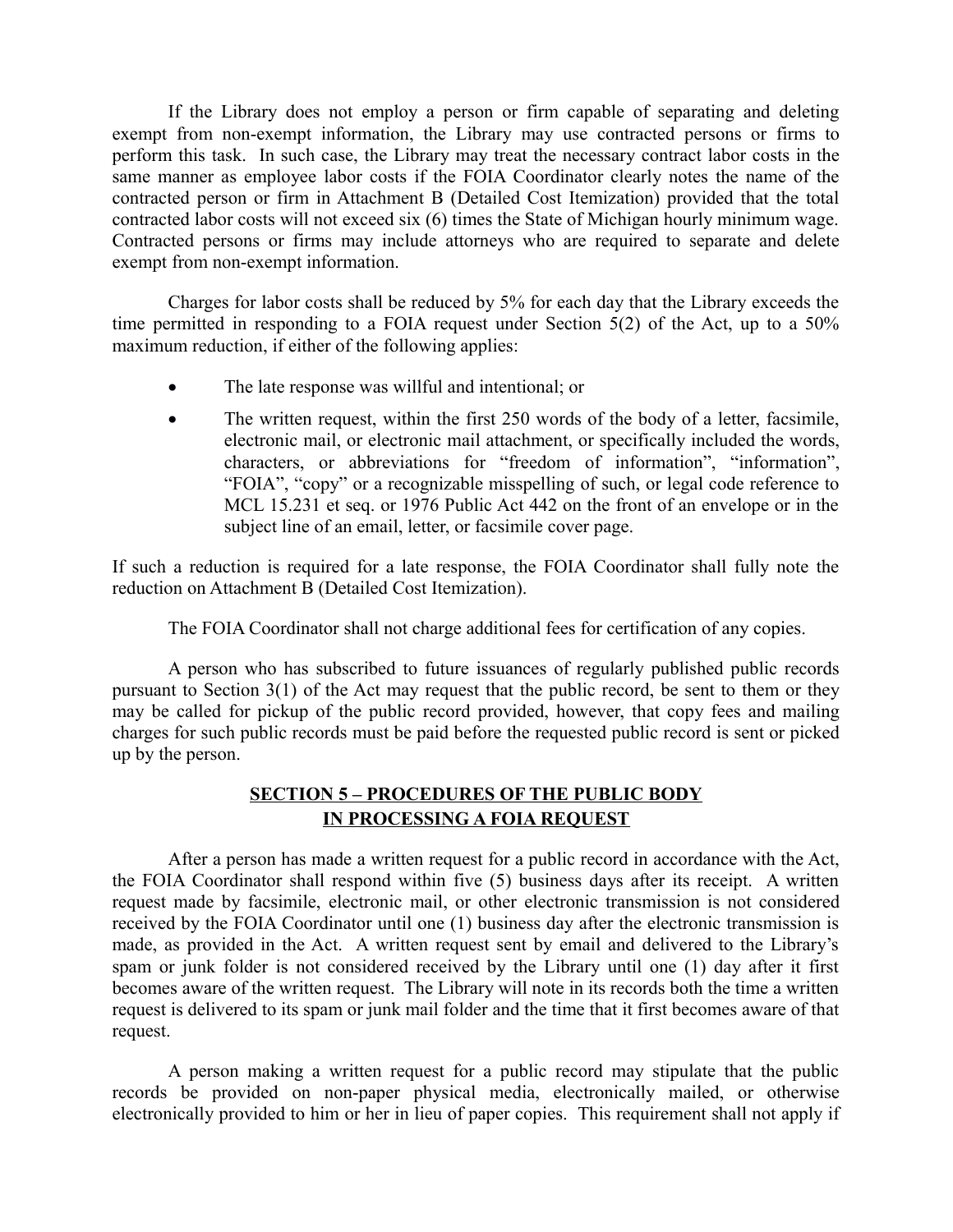If the Library does not employ a person or firm capable of separating and deleting exempt from non-exempt information, the Library may use contracted persons or firms to perform this task. In such case, the Library may treat the necessary contract labor costs in the same manner as employee labor costs if the FOIA Coordinator clearly notes the name of the contracted person or firm in Attachment B (Detailed Cost Itemization) provided that the total contracted labor costs will not exceed six (6) times the State of Michigan hourly minimum wage. Contracted persons or firms may include attorneys who are required to separate and delete exempt from non-exempt information.

Charges for labor costs shall be reduced by 5% for each day that the Library exceeds the time permitted in responding to a FOIA request under Section 5(2) of the Act, up to a 50% maximum reduction, if either of the following applies:

- The late response was willful and intentional; or
- The written request, within the first 250 words of the body of a letter, facsimile, electronic mail, or electronic mail attachment, or specifically included the words, characters, or abbreviations for "freedom of information", "information", "FOIA", "copy" or a recognizable misspelling of such, or legal code reference to MCL 15.231 et seq. or 1976 Public Act 442 on the front of an envelope or in the subject line of an email, letter, or facsimile cover page.

If such a reduction is required for a late response, the FOIA Coordinator shall fully note the reduction on Attachment B (Detailed Cost Itemization).

The FOIA Coordinator shall not charge additional fees for certification of any copies.

A person who has subscribed to future issuances of regularly published public records pursuant to Section 3(1) of the Act may request that the public record, be sent to them or they may be called for pickup of the public record provided, however, that copy fees and mailing charges for such public records must be paid before the requested public record is sent or picked up by the person.

## SECTION 5 – PROCEDURES OF THE PUBLIC BODY IN PROCESSING A FOIA REQUEST

After a person has made a written request for a public record in accordance with the Act, the FOIA Coordinator shall respond within five (5) business days after its receipt. A written request made by facsimile, electronic mail, or other electronic transmission is not considered received by the FOIA Coordinator until one (1) business day after the electronic transmission is made, as provided in the Act. A written request sent by email and delivered to the Library's spam or junk folder is not considered received by the Library until one (1) day after it first becomes aware of the written request. The Library will note in its records both the time a written request is delivered to its spam or junk mail folder and the time that it first becomes aware of that request.

A person making a written request for a public record may stipulate that the public records be provided on non-paper physical media, electronically mailed, or otherwise electronically provided to him or her in lieu of paper copies. This requirement shall not apply if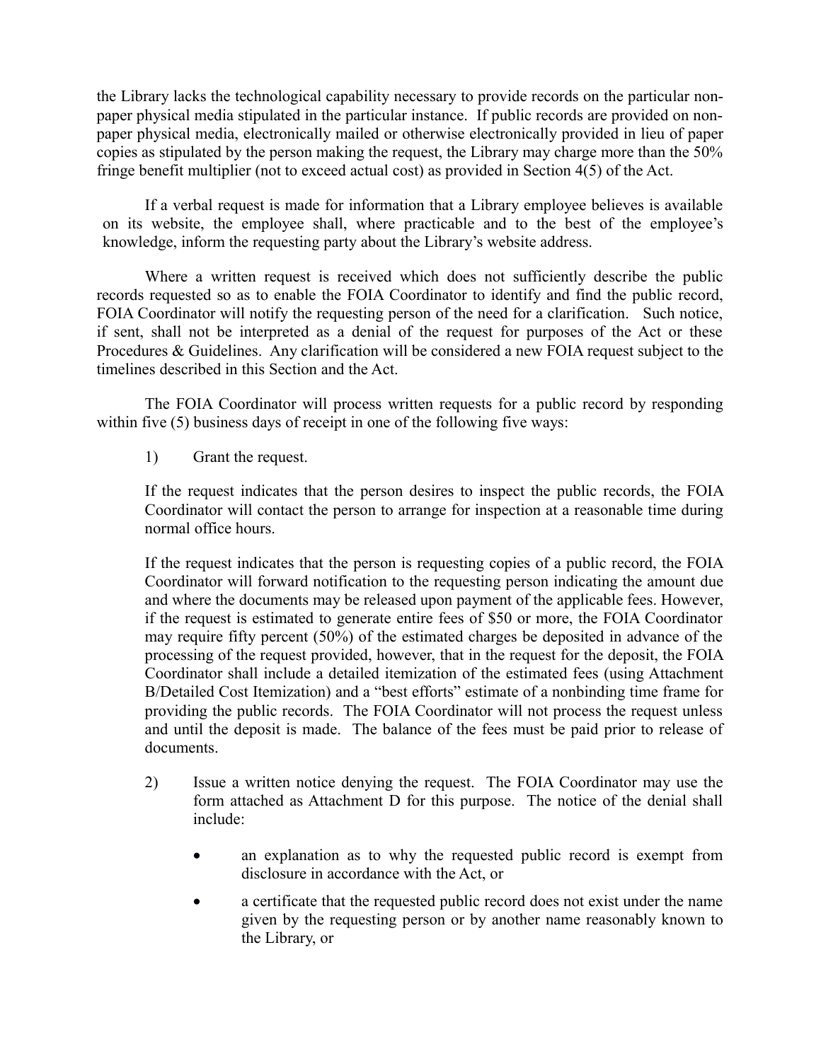the Library lacks the technological capability necessary to provide records on the particular non-paper physical media stipulated in the particular instance. If public records are provided on non-paper physical media, electronically mailed or otherwise electronically provided in lieu of paper copies as stipulated by the person making the request, the Library may charge more than the 50% fringe benefit multiplier (not to exceed actual cost) as provided in Section 4(5) of the Act.

If a verbal request is made for information that a Library employee believes is available on its website, the employee shall, where practicable and to the best of the employee's knowledge, inform the requesting party about the Library's website address.

Where a written request is received which does not sufficiently describe the public records requested so as to enable the FOIA Coordinator to identify and find the public record, FOIA Coordinator will notify the requesting person of the need for a clarification. Such notice, if sent, shall not be interpreted as a denial of the request for purposes of the Act or these Procedures & Guidelines. Any clarification will be considered a new FOIA request subject to the timelines described in this Section and the Act.

The FOIA Coordinator will process written requests for a public record by responding within five (5) business days of receipt in one of the following five ways:

1) Grant the request.

If the request indicates that the person desires to inspect the public records, the FOIA Coordinator will contact the person to arrange for inspection at a reasonable time during normal office hours.

If the request indicates that the person is requesting copies of a public record, the FOIA Coordinator will forward notification to the requesting person indicating the amount due and where the documents may be released upon payment of the applicable fees. However, if the request is estimated to generate entire fees of $50 or more, the FOIA Coordinator may require fifty percent (50%) of the estimated charges be deposited in advance of the processing of the request provided, however, that in the request for the deposit, the FOIA Coordinator shall include a detailed itemization of the estimated fees (using Attachment B/Detailed Cost Itemization) and a "best efforts" estimate of a nonbinding time frame for providing the public records. The FOIA Coordinator will not process the request unless and until the deposit is made. The balance of the fees must be paid prior to release of documents.

2) Issue a written notice denying the request. The FOIA Coordinator may use the form attached as Attachment D for this purpose. The notice of the denial shall include:

- an explanation as to why the requested public record is exempt from disclosure in accordance with the Act, or
- a certificate that the requested public record does not exist under the name given by the requesting person or by another name reasonably known to the Library, or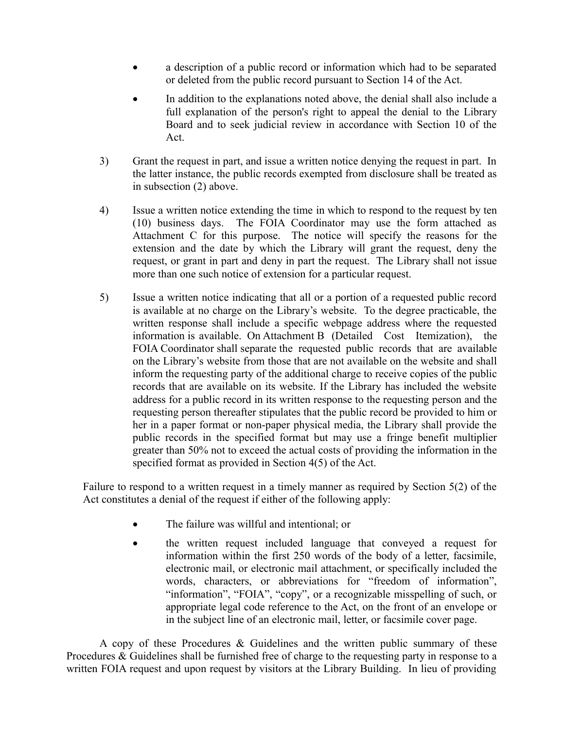- a description of a public record or information which had to be separated or deleted from the public record pursuant to Section 14 of the Act.
- In addition to the explanations noted above, the denial shall also include a full explanation of the person's right to appeal the denial to the Library Board and to seek judicial review in accordance with Section 10 of the Act.

3) Grant the request in part, and issue a written notice denying the request in part. In the latter instance, the public records exempted from disclosure shall be treated as in subsection (2) above.

4) Issue a written notice extending the time in which to respond to the request by ten (10) business days. The FOIA Coordinator may use the form attached as Attachment C for this purpose. The notice will specify the reasons for the extension and the date by which the Library will grant the request, deny the request, or grant in part and deny in part the request. The Library shall not issue more than one such notice of extension for a particular request.

5) Issue a written notice indicating that all or a portion of a requested public record is available at no charge on the Library's website. To the degree practicable, the written response shall include a specific webpage address where the requested information is available. On Attachment B (Detailed Cost Itemization), the FOIA Coordinator shall separate the requested public records that are available on the Library's website from those that are not available on the website and shall inform the requesting party of the additional charge to receive copies of the public records that are available on its website. If the Library has included the website address for a public record in its written response to the requesting person and the requesting person thereafter stipulates that the public record be provided to him or her in a paper format or non-paper physical media, the Library shall provide the public records in the specified format but may use a fringe benefit multiplier greater than 50% not to exceed the actual costs of providing the information in the specified format as provided in Section 4(5) of the Act.

Failure to respond to a written request in a timely manner as required by Section 5(2) of the Act constitutes a denial of the request if either of the following apply:

- The failure was willful and intentional; or
- the written request included language that conveyed a request for information within the first 250 words of the body of a letter, facsimile, electronic mail, or electronic mail attachment, or specifically included the words, characters, or abbreviations for "freedom of information", "information", "FOIA", "copy", or a recognizable misspelling of such, or appropriate legal code reference to the Act, on the front of an envelope or in the subject line of an electronic mail, letter, or facsimile cover page.

A copy of these Procedures & Guidelines and the written public summary of these Procedures & Guidelines shall be furnished free of charge to the requesting party in response to a written FOIA request and upon request by visitors at the Library Building. In lieu of providing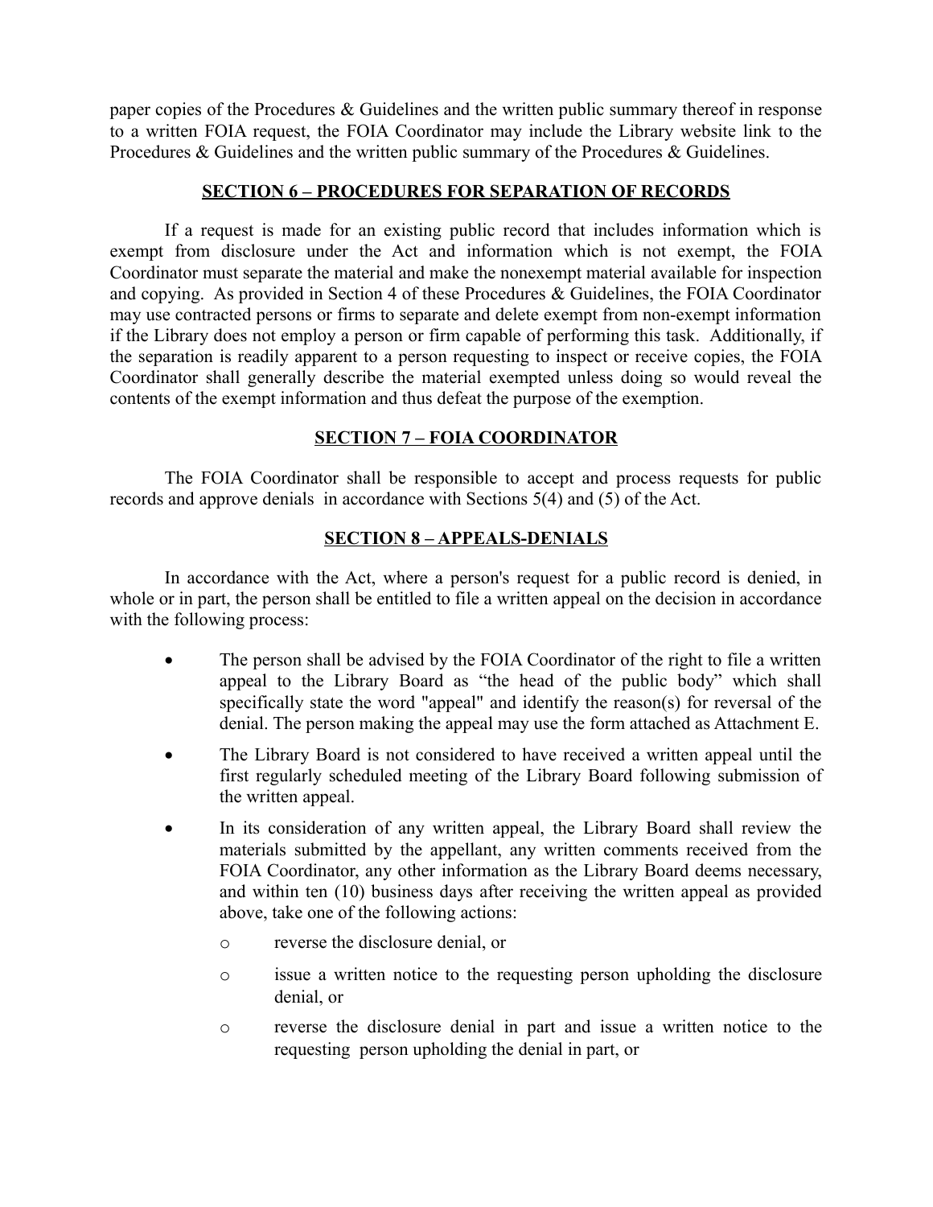paper copies of the Procedures & Guidelines and the written public summary thereof in response to a written FOIA request, the FOIA Coordinator may include the Library website link to the Procedures & Guidelines and the written public summary of the Procedures & Guidelines.

## SECTION 6 – PROCEDURES FOR SEPARATION OF RECORDS

If a request is made for an existing public record that includes information which is exempt from disclosure under the Act and information which is not exempt, the FOIA Coordinator must separate the material and make the nonexempt material available for inspection and copying. As provided in Section 4 of these Procedures & Guidelines, the FOIA Coordinator may use contracted persons or firms to separate and delete exempt from non-exempt information if the Library does not employ a person or firm capable of performing this task. Additionally, if the separation is readily apparent to a person requesting to inspect or receive copies, the FOIA Coordinator shall generally describe the material exempted unless doing so would reveal the contents of the exempt information and thus defeat the purpose of the exemption.

## SECTION 7 – FOIA COORDINATOR

The FOIA Coordinator shall be responsible to accept and process requests for public records and approve denials in accordance with Sections 5(4) and (5) of the Act.

## SECTION 8 – APPEALS-DENIALS

In accordance with the Act, where a person's request for a public record is denied, in whole or in part, the person shall be entitled to file a written appeal on the decision in accordance with the following process:

- The person shall be advised by the FOIA Coordinator of the right to file a written appeal to the Library Board as "the head of the public body" which shall specifically state the word "appeal" and identify the reason(s) for reversal of the denial. The person making the appeal may use the form attached as Attachment E.
- The Library Board is not considered to have received a written appeal until the first regularly scheduled meeting of the Library Board following submission of the written appeal.
- In its consideration of any written appeal, the Library Board shall review the materials submitted by the appellant, any written comments received from the FOIA Coordinator, any other information as the Library Board deems necessary, and within ten (10) business days after receiving the written appeal as provided above, take one of the following actions:
    - reverse the disclosure denial, or
    - issue a written notice to the requesting person upholding the disclosure denial, or
    - reverse the disclosure denial in part and issue a written notice to the requesting person upholding the denial in part, or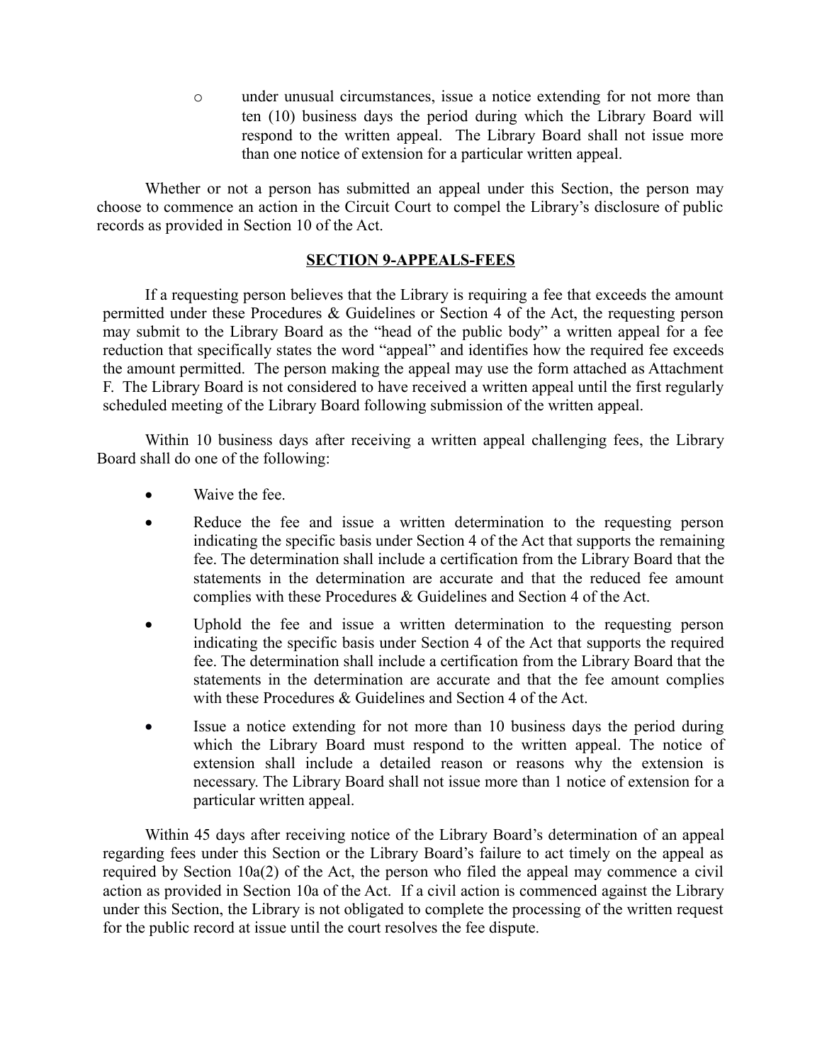- under unusual circumstances, issue a notice extending for not more than ten (10) business days the period during which the Library Board will respond to the written appeal. The Library Board shall not issue more than one notice of extension for a particular written appeal.

Whether or not a person has submitted an appeal under this Section, the person may choose to commence an action in the Circuit Court to compel the Library's disclosure of public records as provided in Section 10 of the Act.

## SECTION 9-APPEALS-FEES

If a requesting person believes that the Library is requiring a fee that exceeds the amount permitted under these Procedures & Guidelines or Section 4 of the Act, the requesting person may submit to the Library Board as the "head of the public body" a written appeal for a fee reduction that specifically states the word "appeal" and identifies how the required fee exceeds the amount permitted. The person making the appeal may use the form attached as Attachment F. The Library Board is not considered to have received a written appeal until the first regularly scheduled meeting of the Library Board following submission of the written appeal.

Within 10 business days after receiving a written appeal challenging fees, the Library Board shall do one of the following:

- Waive the fee.
- Reduce the fee and issue a written determination to the requesting person indicating the specific basis under Section 4 of the Act that supports the remaining fee. The determination shall include a certification from the Library Board that the statements in the determination are accurate and that the reduced fee amount complies with these Procedures & Guidelines and Section 4 of the Act.
- Uphold the fee and issue a written determination to the requesting person indicating the specific basis under Section 4 of the Act that supports the required fee. The determination shall include a certification from the Library Board that the statements in the determination are accurate and that the fee amount complies with these Procedures & Guidelines and Section 4 of the Act.
- Issue a notice extending for not more than 10 business days the period during which the Library Board must respond to the written appeal. The notice of extension shall include a detailed reason or reasons why the extension is necessary. The Library Board shall not issue more than 1 notice of extension for a particular written appeal.

Within 45 days after receiving notice of the Library Board's determination of an appeal regarding fees under this Section or the Library Board's failure to act timely on the appeal as required by Section 10a(2) of the Act, the person who filed the appeal may commence a civil action as provided in Section 10a of the Act. If a civil action is commenced against the Library under this Section, the Library is not obligated to complete the processing of the written request for the public record at issue until the court resolves the fee dispute.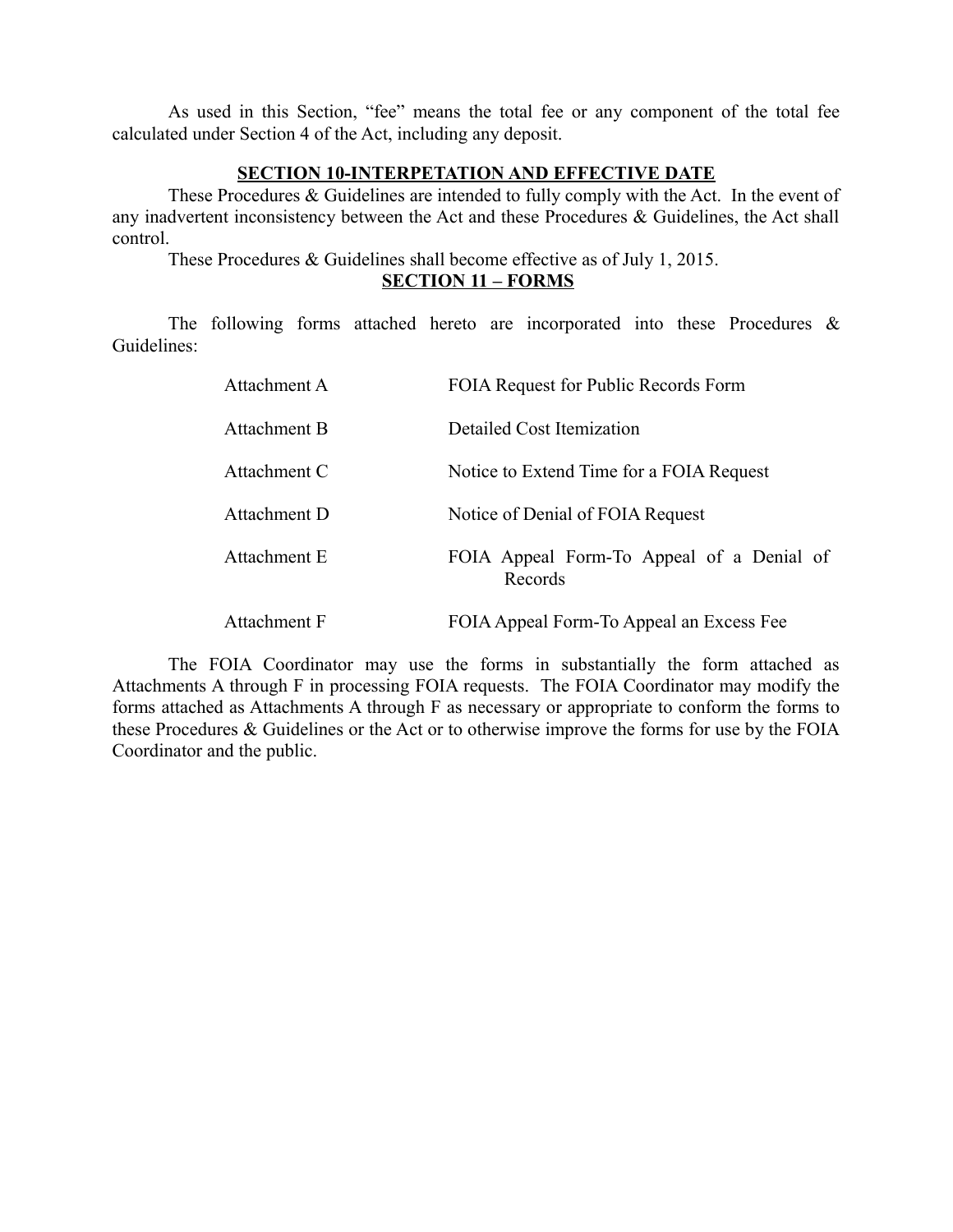As used in this Section, "fee" means the total fee or any component of the total fee calculated under Section 4 of the Act, including any deposit.

## SECTION 10-INTERPETATION AND EFFECTIVE DATE

These Procedures & Guidelines are intended to fully comply with the Act. In the event of any inadvertent inconsistency between the Act and these Procedures & Guidelines, the Act shall control.

These Procedures & Guidelines shall become effective as of July 1, 2015.

## SECTION 11 – FORMS

The following forms attached hereto are incorporated into these Procedures & Guidelines:

| | |
|---|---|
| Attachment A | FOIA Request for Public Records Form |
| Attachment B | Detailed Cost Itemization |
| Attachment C | Notice to Extend Time for a FOIA Request |
| Attachment D | Notice of Denial of FOIA Request |
| Attachment E | FOIA Appeal Form-To Appeal of a Denial of Records |
| Attachment F | FOIA Appeal Form-To Appeal an Excess Fee |

The FOIA Coordinator may use the forms in substantially the form attached as Attachments A through F in processing FOIA requests. The FOIA Coordinator may modify the forms attached as Attachments A through F as necessary or appropriate to conform the forms to these Procedures & Guidelines or the Act or to otherwise improve the forms for use by the FOIA Coordinator and the public.